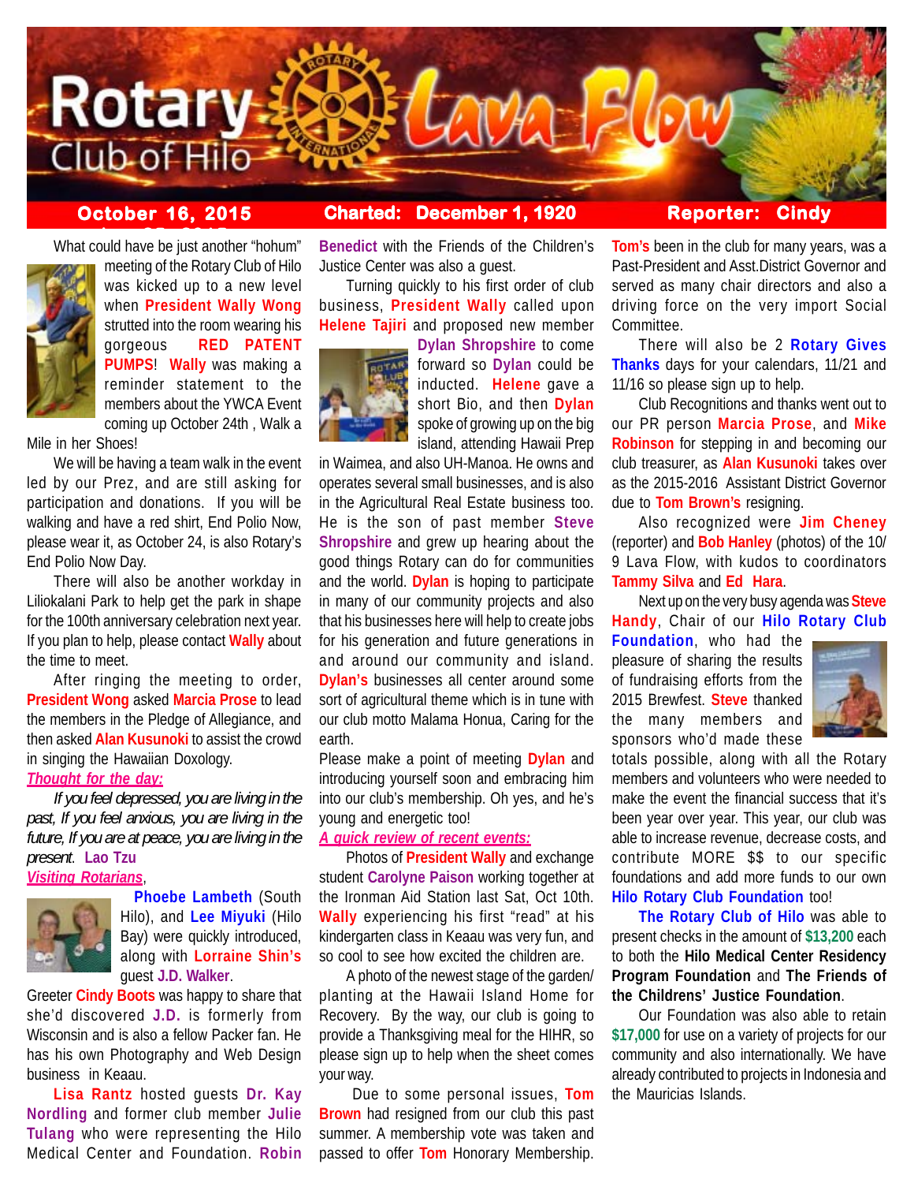# Rotary Club of Hilo Lava Flow

**October 16, 2015** | **Charted: December 1, 1920** | **Reporter: Cindy**

What could have be just another "hohum" meeting of the Rotary Club of Hilo was kicked up to a new level when **President Wally Wong** strutted into the room wearing his gorgeous **RED PATENT PUMPS**! **Wally** was making a reminder statement to the members about the YWCA Event coming up October 24th , Walk a Mile in her Shoes!

We will be having a team walk in the event led by our Prez, and are still asking for participation and donations. If you will be walking and have a red shirt, End Polio Now, please wear it, as October 24, is also Rotary's End Polio Now Day.

There will also be another workday in Liliokalani Park to help get the park in shape for the 100th anniversary celebration next year. If you plan to help, please contact **Wally** about the time to meet.

After ringing the meeting to order, **President Wong** asked **Marcia Prose** to lead the members in the Pledge of Allegiance, and then asked **Alan Kusunoki** to assist the crowd in singing the Hawaiian Doxology.

***Thought for the day:***

*If you feel depressed, you are living in the past, If you feel anxious, you are living in the future, If you are at peace, you are living in the present*. **Lao Tzu**

***Visiting Rotarians***,

**Phoebe Lambeth** (South Hilo), and **Lee Miyuki** (Hilo Bay) were quickly introduced, along with **Lorraine Shin's** guest **J.D. Walker**.

Greeter **Cindy Boots** was happy to share that she'd discovered **J.D.** is formerly from Wisconsin and is also a fellow Packer fan. He has his own Photography and Web Design business in Keaau.

**Lisa Rantz** hosted guests **Dr. Kay Nordling** and former club member **Julie Tulang** who were representing the Hilo Medical Center and Foundation. **Robin Benedict** with the Friends of the Children's Justice Center was also a guest.

Turning quickly to his first order of club business, **President Wally** called upon **Helene Tajiri** and proposed new member **Dylan Shropshire** to come forward so **Dylan** could be inducted. **Helene** gave a short Bio, and then **Dylan** spoke of growing up on the big island, attending Hawaii Prep in Waimea, and also UH-Manoa. He owns and operates several small businesses, and is also in the Agricultural Real Estate business too. He is the son of past member **Steve Shropshire** and grew up hearing about the good things Rotary can do for communities and the world. **Dylan** is hoping to participate in many of our community projects and also that his businesses here will help to create jobs for his generation and future generations in and around our community and island. **Dylan's** businesses all center around some sort of agricultural theme which is in tune with our club motto Malama Honua, Caring for the earth.

Please make a point of meeting **Dylan** and introducing yourself soon and embracing him into our club's membership. Oh yes, and he's young and energetic too!

***A quick review of recent events:***

Photos of **President Wally** and exchange student **Carolyne Paison** working together at the Ironman Aid Station last Sat, Oct 10th. **Wally** experiencing his first "read" at his kindergarten class in Keaau was very fun, and so cool to see how excited the children are.

A photo of the newest stage of the garden/ planting at the Hawaii Island Home for Recovery. By the way, our club is going to provide a Thanksgiving meal for the HIHR, so please sign up to help when the sheet comes your way.

Due to some personal issues, **Tom Brown** had resigned from our club this past summer. A membership vote was taken and passed to offer **Tom** Honorary Membership. **Tom's** been in the club for many years, was a Past-President and Asst.District Governor and served as many chair directors and also a driving force on the very import Social Committee.

There will also be 2 **Rotary Gives Thanks** days for your calendars, 11/21 and 11/16 so please sign up to help.

Club Recognitions and thanks went out to our PR person **Marcia Prose**, and **Mike Robinson** for stepping in and becoming our club treasurer, as **Alan Kusunoki** takes over as the 2015-2016 Assistant District Governor due to **Tom Brown's** resigning.

Also recognized were **Jim Cheney** (reporter) and **Bob Hanley** (photos) of the 10/ 9 Lava Flow, with kudos to coordinators **Tammy Silva** and **Ed Hara**.

Next up on the very busy agenda was **Steve Handy**, Chair of our **Hilo Rotary Club Foundation**, who had the pleasure of sharing the results of fundraising efforts from the 2015 Brewfest. **Steve** thanked the many members and sponsors who'd made these totals possible, along with all the Rotary members and volunteers who were needed to make the event the financial success that it's been year over year. This year, our club was able to increase revenue, decrease costs, and contribute MORE $$ to our specific foundations and add more funds to our own **Hilo Rotary Club Foundation** too!

**The Rotary Club of Hilo** was able to present checks in the amount of **$13,200** each to both the **Hilo Medical Center Residency Program Foundation** and **The Friends of the Childrens' Justice Foundation**.

Our Foundation was also able to retain **$17,000** for use on a variety of projects for our community and also internationally. We have already contributed to projects in Indonesia and the Mauricias Islands.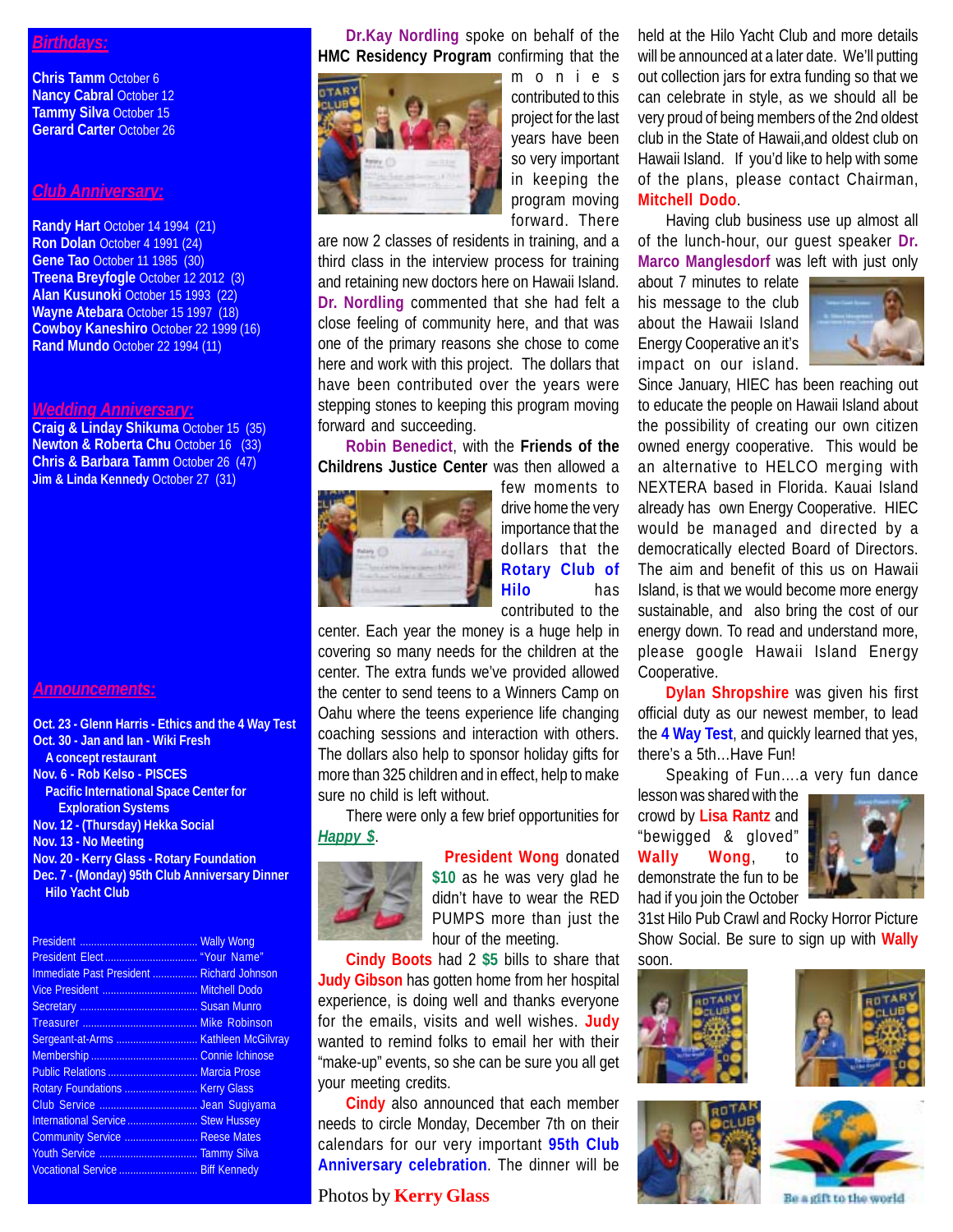## Birthdays:

**Chris Tamm** October 6
**Nancy Cabral** October 12
**Tammy Silva** October 15
**Gerard Carter** October 26

## Club Anniversary:

**Randy Hart** October 14 1994 (21)
**Ron Dolan** October 4 1991 (24)
**Gene Tao** October 11 1985 (30)
**Treena Breyfogle** October 12 2012 (3)
**Alan Kusunoki** October 15 1993 (22)
**Wayne Atebara** October 15 1997 (18)
**Cowboy Kaneshiro** October 22 1999 (16)
**Rand Mundo** October 22 1994 (11)

## Wedding Anniversary:

**Craig & Linday Shikuma** October 15 (35)
**Newton & Roberta Chu** October 16 (33)
**Chris & Barbara Tamm** October 26 (47)
**Jim & Linda Kennedy** October 27 (31)

## Announcements:

**Oct. 23 - Glenn Harris - Ethics and the 4 Way Test**
**Oct. 30 - Jan and Ian - Wiki Fresh**
**A concept restaurant**
**Nov. 6 - Rob Kelso - PISCES**
**Pacific International Space Center for Exploration Systems**
**Nov. 12 - (Thursday) Hekka Social**
**Nov. 13 - No Meeting**
**Nov. 20 - Kerry Glass - Rotary Foundation**
**Dec. 7 - (Monday) 95th Club Anniversary Dinner**
**Hilo Yacht Club**

| | |
|---|---|
| President | Wally Wong |
| President Elect | "Your Name" |
| Immediate Past President | Richard Johnson |
| Vice President | Mitchell Dodo |
| Secretary | Susan Munro |
| Treasurer | Mike Robinson |
| Sergeant-at-Arms | Kathleen McGilvray |
| Membership | Connie Ichinose |
| Public Relations | Marcia Prose |
| Rotary Foundations | Kerry Glass |
| Club Service | Jean Sugiyama |
| International Service | Stew Hussey |
| Community Service | Reese Mates |
| Youth Service | Tammy Silva |
| Vocational Service | Biff Kennedy |

**Dr.Kay Nordling** spoke on behalf of the **HMC Residency Program** confirming that the monies contributed to this project for the last years have been so very important in keeping the program moving forward. There are now 2 classes of residents in training, and a third class in the interview process for training and retaining new doctors here on Hawaii Island. **Dr. Nordling** commented that she had felt a close feeling of community here, and that was one of the primary reasons she chose to come here and work with this project. The dollars that have been contributed over the years were stepping stones to keeping this program moving forward and succeeding.

**Robin Benedict**, with the **Friends of the Childrens Justice Center** was then allowed a few moments to drive home the very importance that the dollars that the **Rotary Club of Hilo** has contributed to the center. Each year the money is a huge help in covering so many needs for the children at the center. The extra funds we've provided allowed the center to send teens to a Winners Camp on Oahu where the teens experience life changing coaching sessions and interaction with others. The dollars also help to sponsor holiday gifts for more than 325 children and in effect, help to make sure no child is left without.

There were only a few brief opportunities for ***Happy $***.

**President Wong** donated **$10** as he was very glad he didn't have to wear the RED PUMPS more than just the hour of the meeting.

**Cindy Boots** had 2 **$5** bills to share that **Judy Gibson** has gotten home from her hospital experience, is doing well and thanks everyone for the emails, visits and well wishes. **Judy** wanted to remind folks to email her with their "make-up" events, so she can be sure you all get your meeting credits.

**Cindy** also announced that each member needs to circle Monday, December 7th on their calendars for our very important **95th Club Anniversary celebration**. The dinner will be held at the Hilo Yacht Club and more details will be announced at a later date. We'll putting out collection jars for extra funding so that we can celebrate in style, as we should all be very proud of being members of the 2nd oldest club in the State of Hawaii,and oldest club on Hawaii Island. If you'd like to help with some of the plans, please contact Chairman, **Mitchell Dodo**.

Having club business use up almost all of the lunch-hour, our guest speaker **Dr. Marco Manglesdorf** was left with just only about 7 minutes to relate his message to the club about the Hawaii Island Energy Cooperative an it's impact on our island. Since January, HIEC has been reaching out to educate the people on Hawaii Island about the possibility of creating our own citizen owned energy cooperative. This would be an alternative to HELCO merging with NEXTERA based in Florida. Kauai Island already has own Energy Cooperative. HIEC would be managed and directed by a democratically elected Board of Directors. The aim and benefit of this us on Hawaii Island, is that we would become more energy sustainable, and also bring the cost of our energy down. To read and understand more, please google Hawaii Island Energy Cooperative.

**Dylan Shropshire** was given his first official duty as our newest member, to lead the **4 Way Test**, and quickly learned that yes, there's a 5th…Have Fun!

Speaking of Fun….a very fun dance lesson was shared with the crowd by **Lisa Rantz** and "bewigged & gloved" **Wally Wong**, to demonstrate the fun to be had if you join the October 31st Hilo Pub Crawl and Rocky Horror Picture Show Social. Be sure to sign up with **Wally** soon.

Photos by **Kerry Glass**